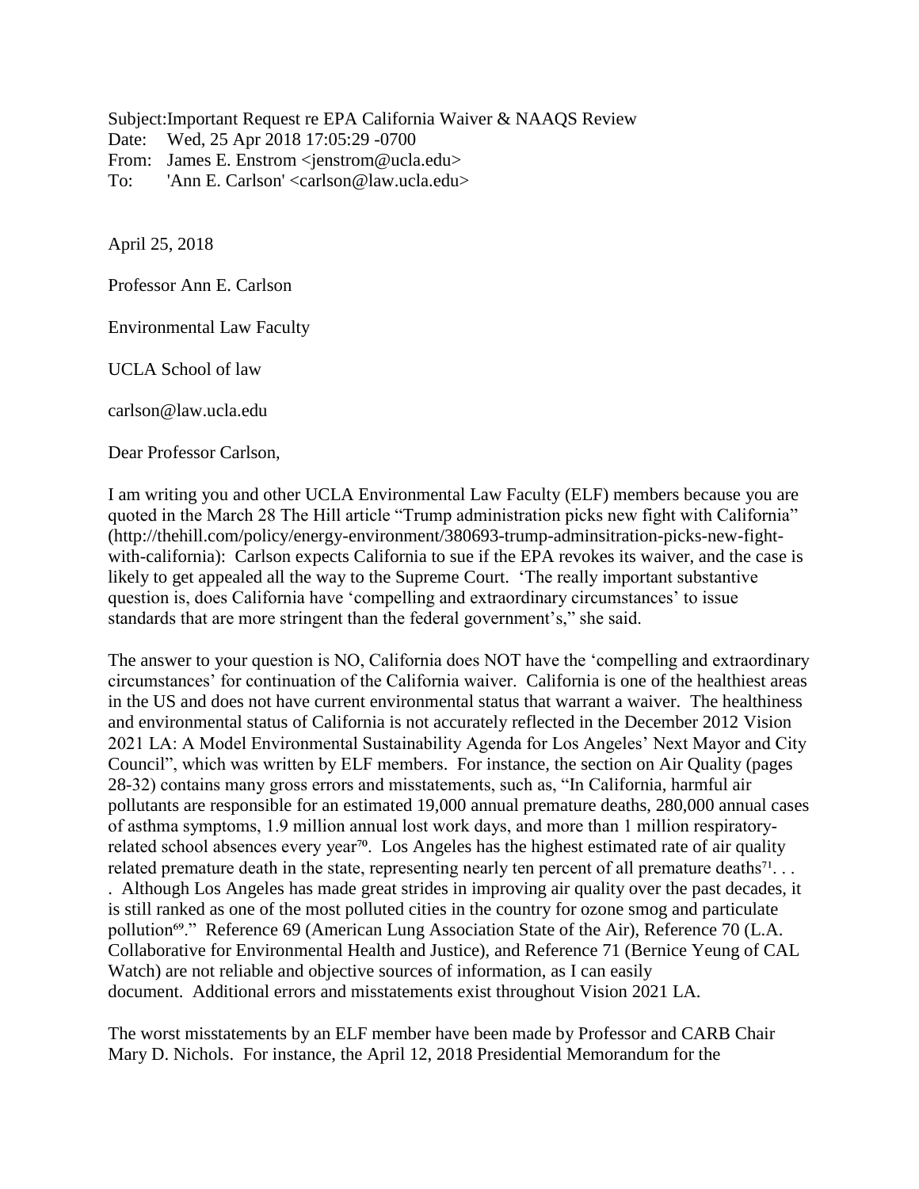Subject:Important Request re EPA California Waiver & NAAQS Review
Date: Wed, 25 Apr 2018 17:05:29 -0700
From: James E. Enstrom <jenstrom@ucla.edu>
To: 'Ann E. Carlson' <carlson@law.ucla.edu>

April 25, 2018

Professor Ann E. Carlson

Environmental Law Faculty

UCLA School of law

carlson@law.ucla.edu

Dear Professor Carlson,

I am writing you and other UCLA Environmental Law Faculty (ELF) members because you are quoted in the March 28 The Hill article "Trump administration picks new fight with California" (http://thehill.com/policy/energy-environment/380693-trump-adminsitration-picks-new-fight-with-california): Carlson expects California to sue if the EPA revokes its waiver, and the case is likely to get appealed all the way to the Supreme Court. 'The really important substantive question is, does California have 'compelling and extraordinary circumstances' to issue standards that are more stringent than the federal government's," she said.

The answer to your question is NO, California does NOT have the 'compelling and extraordinary circumstances' for continuation of the California waiver. California is one of the healthiest areas in the US and does not have current environmental status that warrant a waiver. The healthiness and environmental status of California is not accurately reflected in the December 2012 Vision 2021 LA: A Model Environmental Sustainability Agenda for Los Angeles' Next Mayor and City Council", which was written by ELF members. For instance, the section on Air Quality (pages 28-32) contains many gross errors and misstatements, such as, "In California, harmful air pollutants are responsible for an estimated 19,000 annual premature deaths, 280,000 annual cases of asthma symptoms, 1.9 million annual lost work days, and more than 1 million respiratory-related school absences every year[70]. Los Angeles has the highest estimated rate of air quality related premature death in the state, representing nearly ten percent of all premature deaths[71]. . . . Although Los Angeles has made great strides in improving air quality over the past decades, it is still ranked as one of the most polluted cities in the country for ozone smog and particulate pollution[69]." Reference 69 (American Lung Association State of the Air), Reference 70 (L.A. Collaborative for Environmental Health and Justice), and Reference 71 (Bernice Yeung of CAL Watch) are not reliable and objective sources of information, as I can easily document. Additional errors and misstatements exist throughout Vision 2021 LA.

The worst misstatements by an ELF member have been made by Professor and CARB Chair Mary D. Nichols. For instance, the April 12, 2018 Presidential Memorandum for the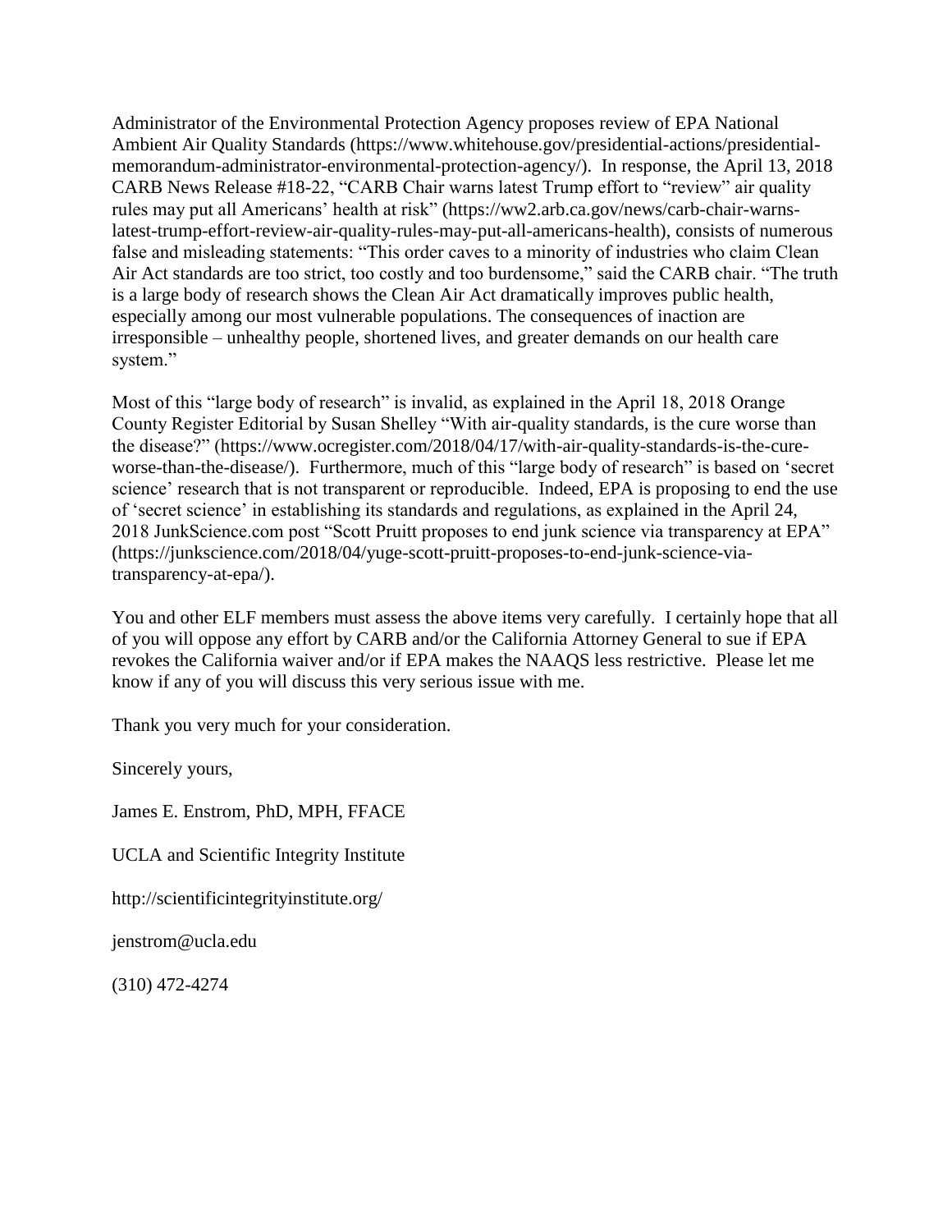Administrator of the Environmental Protection Agency proposes review of EPA National Ambient Air Quality Standards (https://www.whitehouse.gov/presidential-actions/presidential-memorandum-administrator-environmental-protection-agency/). In response, the April 13, 2018 CARB News Release #18-22, "CARB Chair warns latest Trump effort to "review" air quality rules may put all Americans' health at risk" (https://ww2.arb.ca.gov/news/carb-chair-warns-latest-trump-effort-review-air-quality-rules-may-put-all-americans-health), consists of numerous false and misleading statements: "This order caves to a minority of industries who claim Clean Air Act standards are too strict, too costly and too burdensome," said the CARB chair. "The truth is a large body of research shows the Clean Air Act dramatically improves public health, especially among our most vulnerable populations. The consequences of inaction are irresponsible – unhealthy people, shortened lives, and greater demands on our health care system."

Most of this "large body of research" is invalid, as explained in the April 18, 2018 Orange County Register Editorial by Susan Shelley "With air-quality standards, is the cure worse than the disease?" (https://www.ocregister.com/2018/04/17/with-air-quality-standards-is-the-cure-worse-than-the-disease/). Furthermore, much of this "large body of research" is based on 'secret science' research that is not transparent or reproducible. Indeed, EPA is proposing to end the use of 'secret science' in establishing its standards and regulations, as explained in the April 24, 2018 JunkScience.com post "Scott Pruitt proposes to end junk science via transparency at EPA" (https://junkscience.com/2018/04/yuge-scott-pruitt-proposes-to-end-junk-science-via-transparency-at-epa/).

You and other ELF members must assess the above items very carefully. I certainly hope that all of you will oppose any effort by CARB and/or the California Attorney General to sue if EPA revokes the California waiver and/or if EPA makes the NAAQS less restrictive. Please let me know if any of you will discuss this very serious issue with me.

Thank you very much for your consideration.

Sincerely yours,

James E. Enstrom, PhD, MPH, FFACE

UCLA and Scientific Integrity Institute

http://scientificintegrityinstitute.org/

jenstrom@ucla.edu

(310) 472-4274